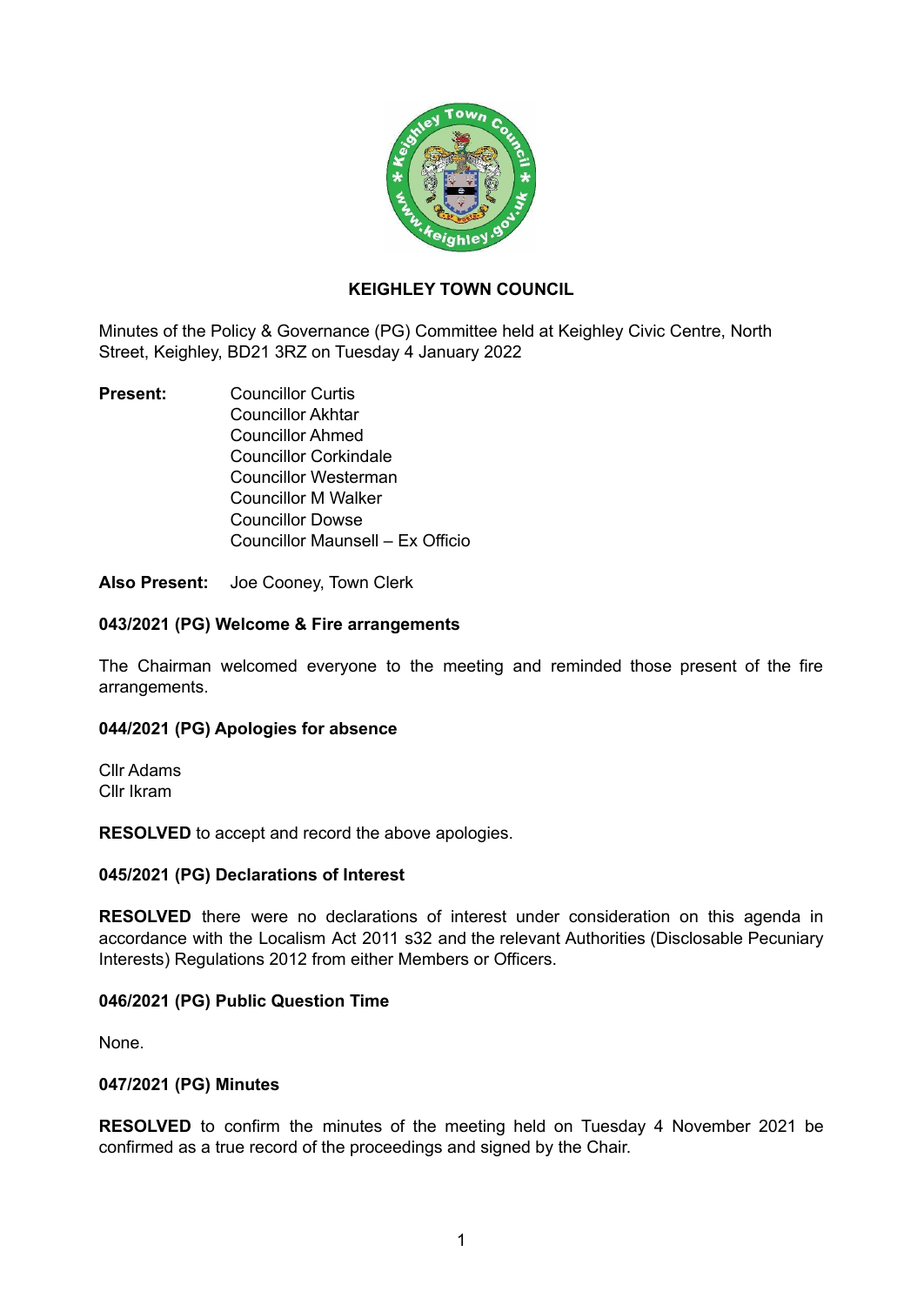# KEIGHLEY TOWN COUNCIL

Minutes of the Policy & Governance (PG) Committee held at Keighley Civic Centre, North Street, Keighley, BD21 3RZ on Tuesday 4 January 2022

**Present:** Councillor Curtis
Councillor Akhtar
Councillor Ahmed
Councillor Corkindale
Councillor Westerman
Councillor M Walker
Councillor Dowse
Councillor Maunsell – Ex Officio

**Also Present:** Joe Cooney, Town Clerk

### 043/2021 (PG) Welcome & Fire arrangements

The Chairman welcomed everyone to the meeting and reminded those present of the fire arrangements.

### 044/2021 (PG) Apologies for absence

Cllr Adams
Cllr Ikram

**RESOLVED** to accept and record the above apologies.

### 045/2021 (PG) Declarations of Interest

**RESOLVED** there were no declarations of interest under consideration on this agenda in accordance with the Localism Act 2011 s32 and the relevant Authorities (Disclosable Pecuniary Interests) Regulations 2012 from either Members or Officers.

### 046/2021 (PG) Public Question Time

None.

### 047/2021 (PG) Minutes

**RESOLVED** to confirm the minutes of the meeting held on Tuesday 4 November 2021 be confirmed as a true record of the proceedings and signed by the Chair.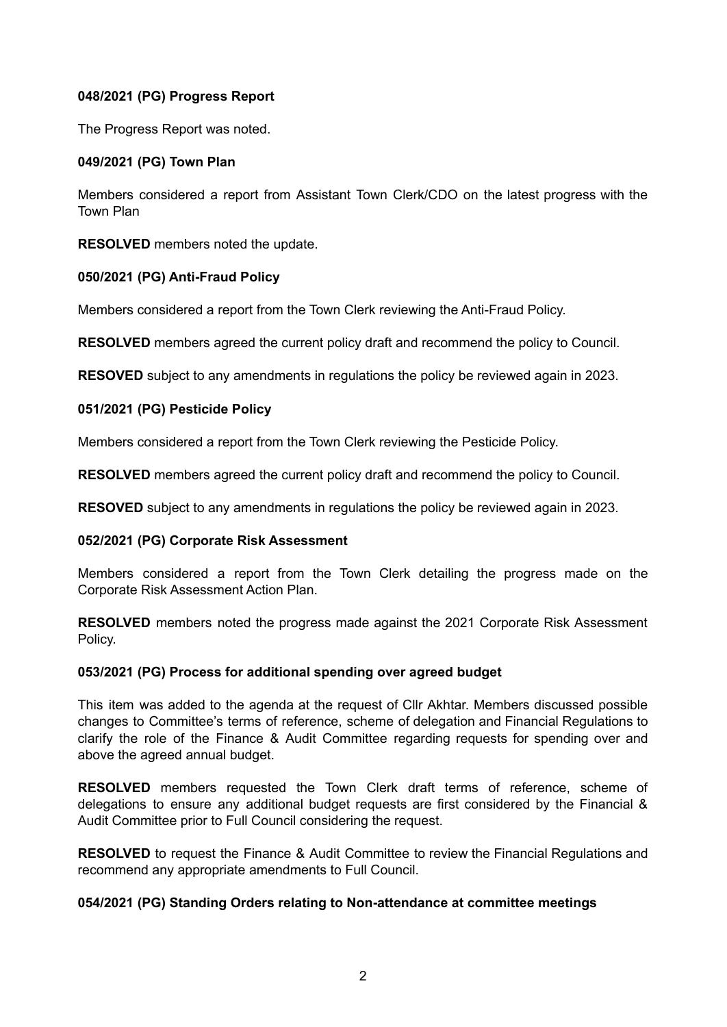**048/2021 (PG) Progress Report**

The Progress Report was noted.

**049/2021 (PG) Town Plan**

Members considered a report from Assistant Town Clerk/CDO on the latest progress with the Town Plan

**RESOLVED** members noted the update.

**050/2021 (PG) Anti-Fraud Policy**

Members considered a report from the Town Clerk reviewing the Anti-Fraud Policy.

**RESOLVED** members agreed the current policy draft and recommend the policy to Council.

**RESOVED** subject to any amendments in regulations the policy be reviewed again in 2023.

**051/2021 (PG) Pesticide Policy**

Members considered a report from the Town Clerk reviewing the Pesticide Policy.

**RESOLVED** members agreed the current policy draft and recommend the policy to Council.

**RESOVED** subject to any amendments in regulations the policy be reviewed again in 2023.

**052/2021 (PG) Corporate Risk Assessment**

Members considered a report from the Town Clerk detailing the progress made on the Corporate Risk Assessment Action Plan.

**RESOLVED** members noted the progress made against the 2021 Corporate Risk Assessment Policy.

**053/2021 (PG) Process for additional spending over agreed budget**

This item was added to the agenda at the request of Cllr Akhtar. Members discussed possible changes to Committee's terms of reference, scheme of delegation and Financial Regulations to clarify the role of the Finance & Audit Committee regarding requests for spending over and above the agreed annual budget.

**RESOLVED** members requested the Town Clerk draft terms of reference, scheme of delegations to ensure any additional budget requests are first considered by the Financial & Audit Committee prior to Full Council considering the request.

**RESOLVED** to request the Finance & Audit Committee to review the Financial Regulations and recommend any appropriate amendments to Full Council.

**054/2021 (PG) Standing Orders relating to Non-attendance at committee meetings**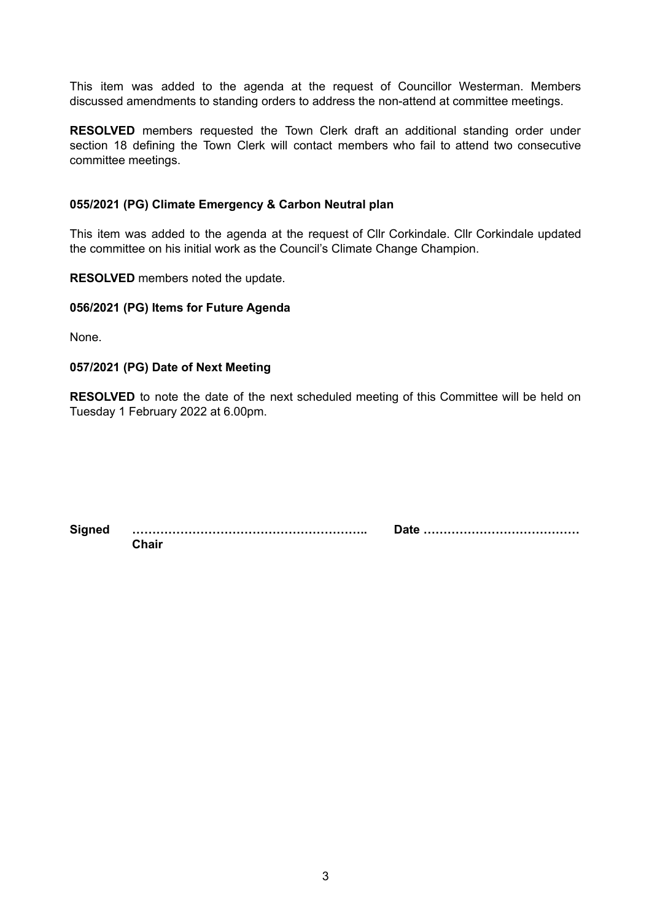This item was added to the agenda at the request of Councillor Westerman. Members discussed amendments to standing orders to address the non-attend at committee meetings.

**RESOLVED** members requested the Town Clerk draft an additional standing order under section 18 defining the Town Clerk will contact members who fail to attend two consecutive committee meetings.

### 055/2021 (PG) Climate Emergency & Carbon Neutral plan

This item was added to the agenda at the request of Cllr Corkindale. Cllr Corkindale updated the committee on his initial work as the Council's Climate Change Champion.

**RESOLVED** members noted the update.

### 056/2021 (PG) Items for Future Agenda

None.

### 057/2021 (PG) Date of Next Meeting

**RESOLVED** to note the date of the next scheduled meeting of this Committee will be held on Tuesday 1 February 2022 at 6.00pm.

**Signed** …………………………………………………. **Date** …………………………………
**Chair**